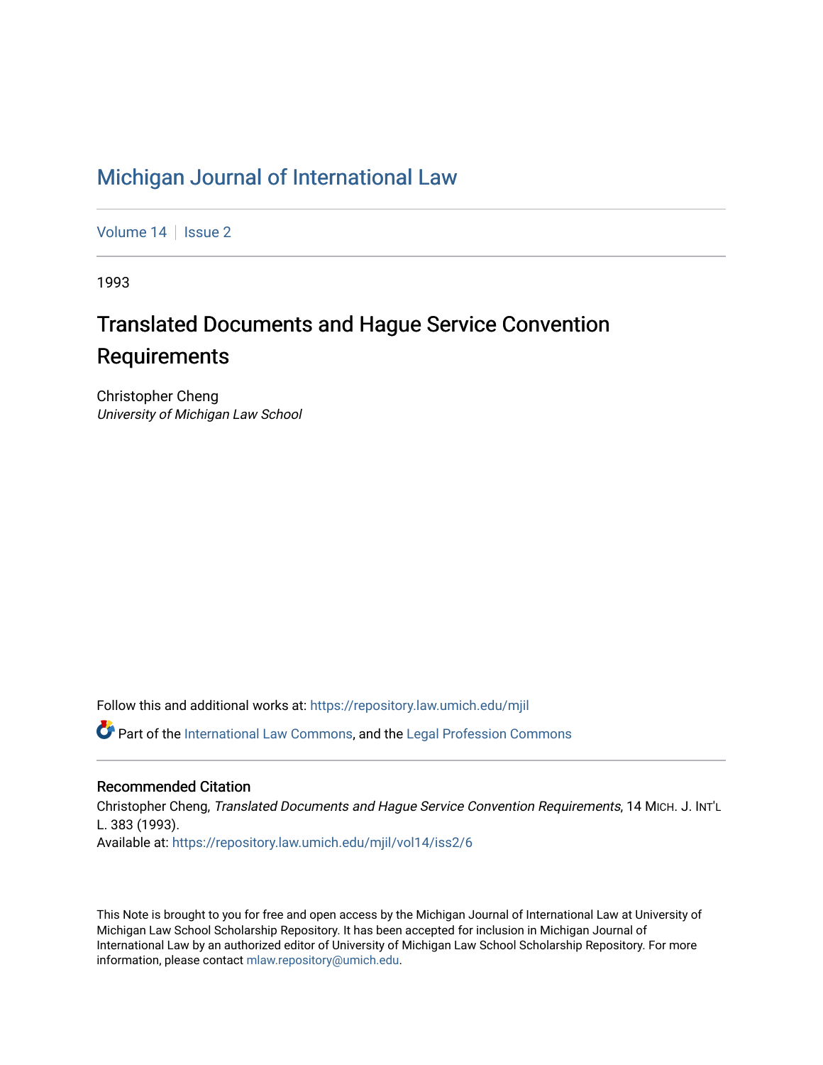# Michigan Journal of International Law

Volume 14 | Issue 2

1993

## Translated Documents and Hague Service Convention Requirements

Christopher Cheng
*University of Michigan Law School*

Follow this and additional works at: https://repository.law.umich.edu/mjil

Part of the International Law Commons, and the Legal Profession Commons

### Recommended Citation

Christopher Cheng, *Translated Documents and Hague Service Convention Requirements*, 14 MICH. J. INT'L L. 383 (1993).
Available at: https://repository.law.umich.edu/mjil/vol14/iss2/6

This Note is brought to you for free and open access by the Michigan Journal of International Law at University of Michigan Law School Scholarship Repository. It has been accepted for inclusion in Michigan Journal of International Law by an authorized editor of University of Michigan Law School Scholarship Repository. For more information, please contact mlaw.repository@umich.edu.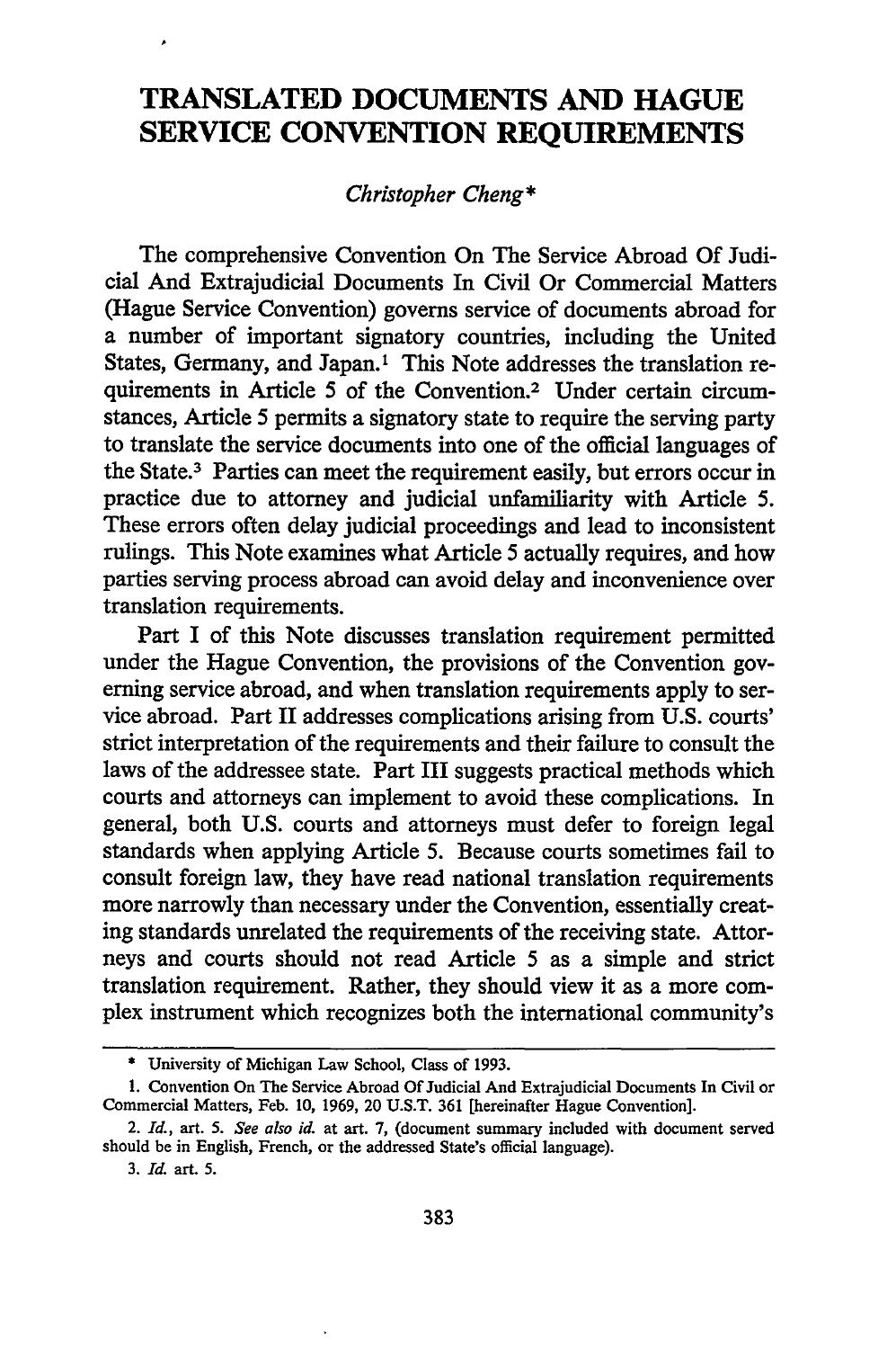# TRANSLATED DOCUMENTS AND HAGUE SERVICE CONVENTION REQUIREMENTS

*Christopher Cheng\**

The comprehensive Convention On The Service Abroad Of Judicial And Extrajudicial Documents In Civil Or Commercial Matters (Hague Service Convention) governs service of documents abroad for a number of important signatory countries, including the United States, Germany, and Japan.[1] This Note addresses the translation requirements in Article 5 of the Convention.[2] Under certain circumstances, Article 5 permits a signatory state to require the serving party to translate the service documents into one of the official languages of the State.[3] Parties can meet the requirement easily, but errors occur in practice due to attorney and judicial unfamiliarity with Article 5. These errors often delay judicial proceedings and lead to inconsistent rulings. This Note examines what Article 5 actually requires, and how parties serving process abroad can avoid delay and inconvenience over translation requirements.

Part I of this Note discusses translation requirement permitted under the Hague Convention, the provisions of the Convention governing service abroad, and when translation requirements apply to service abroad. Part II addresses complications arising from U.S. courts' strict interpretation of the requirements and their failure to consult the laws of the addressee state. Part III suggests practical methods which courts and attorneys can implement to avoid these complications. In general, both U.S. courts and attorneys must defer to foreign legal standards when applying Article 5. Because courts sometimes fail to consult foreign law, they have read national translation requirements more narrowly than necessary under the Convention, essentially creating standards unrelated the requirements of the receiving state. Attorneys and courts should not read Article 5 as a simple and strict translation requirement. Rather, they should view it as a more complex instrument which recognizes both the international community's

---

\* University of Michigan Law School, Class of 1993.

1. Convention On The Service Abroad Of Judicial And Extrajudicial Documents In Civil or Commercial Matters, Feb. 10, 1969, 20 U.S.T. 361 [hereinafter Hague Convention].

2. *Id.*, art. 5. *See also id.* at art. 7, (document summary included with document served should be in English, French, or the addressed State's official language).

3. *Id.* art. 5.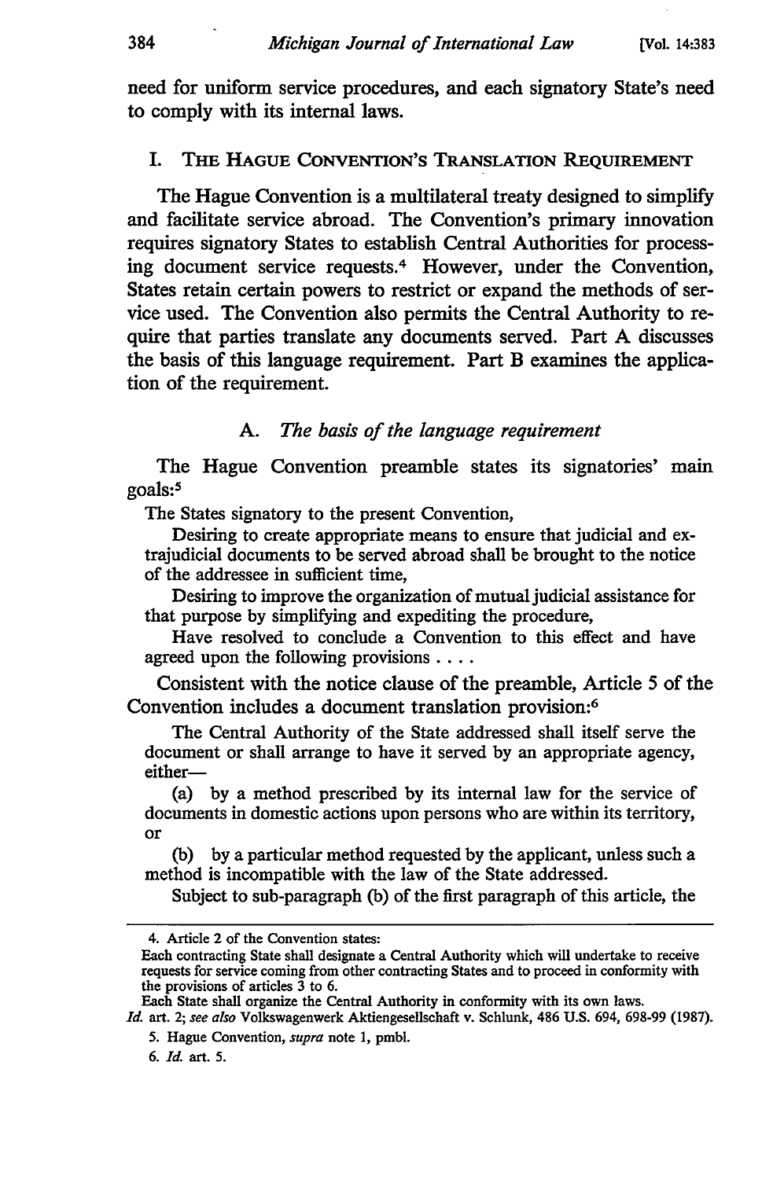need for uniform service procedures, and each signatory State's need to comply with its internal laws.

## I. THE HAGUE CONVENTION'S TRANSLATION REQUIREMENT

The Hague Convention is a multilateral treaty designed to simplify and facilitate service abroad. The Convention's primary innovation requires signatory States to establish Central Authorities for processing document service requests.[4] However, under the Convention, States retain certain powers to restrict or expand the methods of service used. The Convention also permits the Central Authority to require that parties translate any documents served. Part A discusses the basis of this language requirement. Part B examines the application of the requirement.

### A. *The basis of the language requirement*

The Hague Convention preamble states its signatories' main goals:[5]

> The States signatory to the present Convention,
>
> Desiring to create appropriate means to ensure that judicial and extrajudicial documents to be served abroad shall be brought to the notice of the addressee in sufficient time,
>
> Desiring to improve the organization of mutual judicial assistance for that purpose by simplifying and expediting the procedure,
>
> Have resolved to conclude a Convention to this effect and have agreed upon the following provisions . . . .

Consistent with the notice clause of the preamble, Article 5 of the Convention includes a document translation provision:[6]

> The Central Authority of the State addressed shall itself serve the document or shall arrange to have it served by an appropriate agency, either—
>
> (a) by a method prescribed by its internal law for the service of documents in domestic actions upon persons who are within its territory, or
>
> (b) by a particular method requested by the applicant, unless such a method is incompatible with the law of the State addressed.
>
> Subject to sub-paragraph (b) of the first paragraph of this article, the

---

4. Article 2 of the Convention states:

Each contracting State shall designate a Central Authority which will undertake to receive requests for service coming from other contracting States and to proceed in conformity with the provisions of articles 3 to 6.

Each State shall organize the Central Authority in conformity with its own laws.

*Id.* art. 2; *see also* Volkswagenwerk Aktiengesellschaft v. Schlunk, 486 U.S. 694, 698-99 (1987).

5. Hague Convention, *supra* note 1, pmbl.

6. *Id.* art. 5.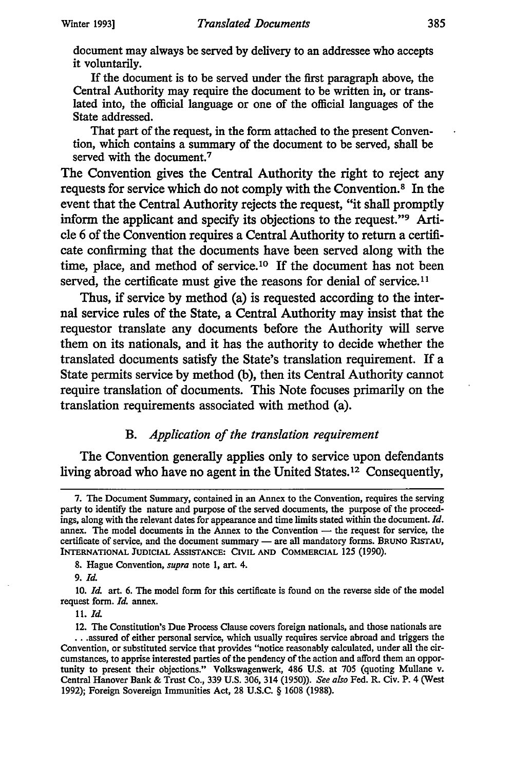document may always be served by delivery to an addressee who accepts it voluntarily.

> If the document is to be served under the first paragraph above, the Central Authority may require the document to be written in, or translated into, the official language or one of the official languages of the State addressed.
>
> That part of the request, in the form attached to the present Convention, which contains a summary of the document to be served, shall be served with the document.[7]

The Convention gives the Central Authority the right to reject any requests for service which do not comply with the Convention.[8] In the event that the Central Authority rejects the request, "it shall promptly inform the applicant and specify its objections to the request."[9] Article 6 of the Convention requires a Central Authority to return a certificate confirming that the documents have been served along with the time, place, and method of service.[10] If the document has not been served, the certificate must give the reasons for denial of service.[11]

Thus, if service by method (a) is requested according to the internal service rules of the State, a Central Authority may insist that the requestor translate any documents before the Authority will serve them on its nationals, and it has the authority to decide whether the translated documents satisfy the State's translation requirement. If a State permits service by method (b), then its Central Authority cannot require translation of documents. This Note focuses primarily on the translation requirements associated with method (a).

### B. *Application of the translation requirement*

The Convention generally applies only to service upon defendants living abroad who have no agent in the United States.[12] Consequently,

---

7. The Document Summary, contained in an Annex to the Convention, requires the serving party to identify the nature and purpose of the served documents, the purpose of the proceedings, along with the relevant dates for appearance and time limits stated within the document. *Id.* annex. The model documents in the Annex to the Convention — the request for service, the certificate of service, and the document summary — are all mandatory forms. BRUNO RISTAU, INTERNATIONAL JUDICIAL ASSISTANCE: CIVIL AND COMMERCIAL 125 (1990).

8. Hague Convention, *supra* note 1, art. 4.

9. *Id.*

10. *Id.* art. 6. The model form for this certificate is found on the reverse side of the model request form. *Id.* annex.

11. *Id.*

12. The Constitution's Due Process Clause covers foreign nationals, and those nationals are . . .assured of either personal service, which usually requires service abroad and triggers the Convention, or substituted service that provides "notice reasonably calculated, under all the circumstances, to apprise interested parties of the pendency of the action and afford them an opportunity to present their objections." Volkswagenwerk, 486 U.S. at 705 (quoting Mullane v. Central Hanover Bank & Trust Co., 339 U.S. 306, 314 (1950)). *See also* Fed. R. Civ. P. 4 (West 1992); Foreign Sovereign Immunities Act, 28 U.S.C. § 1608 (1988).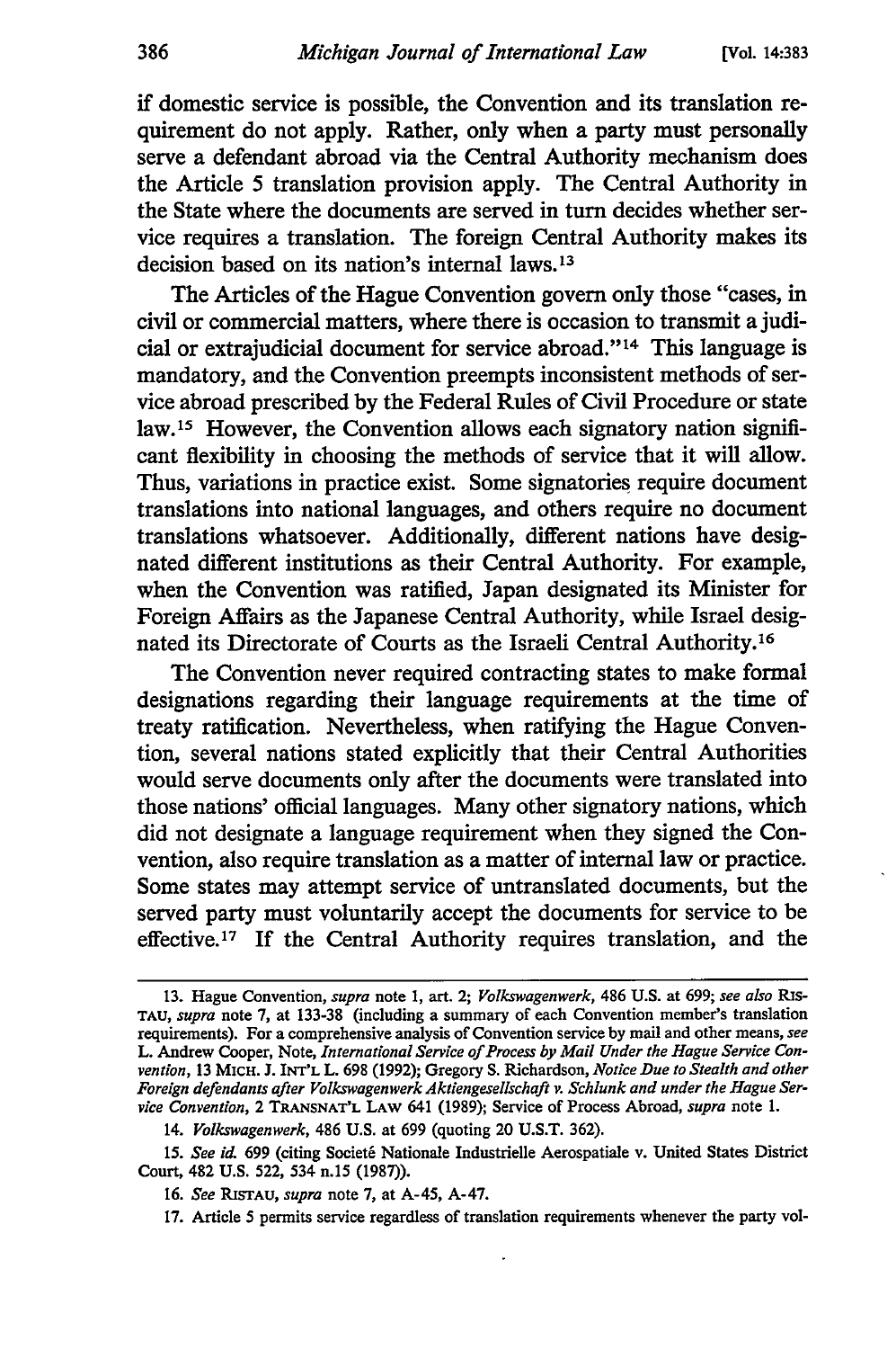if domestic service is possible, the Convention and its translation requirement do not apply. Rather, only when a party must personally serve a defendant abroad via the Central Authority mechanism does the Article 5 translation provision apply. The Central Authority in the State where the documents are served in turn decides whether service requires a translation. The foreign Central Authority makes its decision based on its nation's internal laws.[13]

The Articles of the Hague Convention govern only those "cases, in civil or commercial matters, where there is occasion to transmit a judicial or extrajudicial document for service abroad."[14] This language is mandatory, and the Convention preempts inconsistent methods of service abroad prescribed by the Federal Rules of Civil Procedure or state law.[15] However, the Convention allows each signatory nation significant flexibility in choosing the methods of service that it will allow. Thus, variations in practice exist. Some signatories require document translations into national languages, and others require no document translations whatsoever. Additionally, different nations have designated different institutions as their Central Authority. For example, when the Convention was ratified, Japan designated its Minister for Foreign Affairs as the Japanese Central Authority, while Israel designated its Directorate of Courts as the Israeli Central Authority.[16]

The Convention never required contracting states to make formal designations regarding their language requirements at the time of treaty ratification. Nevertheless, when ratifying the Hague Convention, several nations stated explicitly that their Central Authorities would serve documents only after the documents were translated into those nations' official languages. Many other signatory nations, which did not designate a language requirement when they signed the Convention, also require translation as a matter of internal law or practice. Some states may attempt service of untranslated documents, but the served party must voluntarily accept the documents for service to be effective.[17] If the Central Authority requires translation, and the

---

13. Hague Convention, *supra* note 1, art. 2; *Volkswagenwerk*, 486 U.S. at 699; *see also* RISTAU, *supra* note 7, at 133-38 (including a summary of each Convention member's translation requirements). For a comprehensive analysis of Convention service by mail and other means, *see* L. Andrew Cooper, Note, *International Service of Process by Mail Under the Hague Service Convention*, 13 MICH. J. INT'L L. 698 (1992); Gregory S. Richardson, *Notice Due to Stealth and other Foreign defendants after Volkswagenwerk Aktiengesellschaft v. Schlunk and under the Hague Service Convention*, 2 TRANSNAT'L LAW 641 (1989); Service of Process Abroad, *supra* note 1.

14. *Volkswagenwerk*, 486 U.S. at 699 (quoting 20 U.S.T. 362).

15. *See id.* 699 (citing Societé Nationale Industrielle Aerospatiale v. United States District Court, 482 U.S. 522, 534 n.15 (1987)).

16. *See* RISTAU, *supra* note 7, at A-45, A-47.

17. Article 5 permits service regardless of translation requirements whenever the party vol-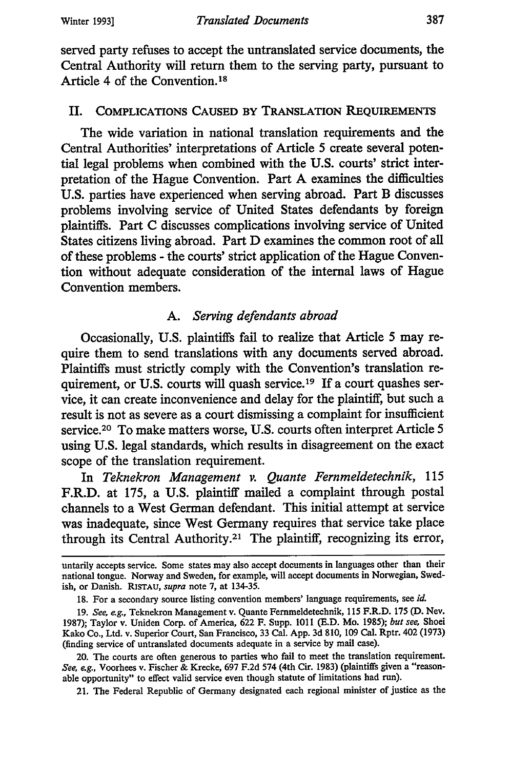served party refuses to accept the untranslated service documents, the Central Authority will return them to the serving party, pursuant to Article 4 of the Convention.[18]

## II. Complications Caused by Translation Requirements

The wide variation in national translation requirements and the Central Authorities' interpretations of Article 5 create several potential legal problems when combined with the U.S. courts' strict interpretation of the Hague Convention. Part A examines the difficulties U.S. parties have experienced when serving abroad. Part B discusses problems involving service of United States defendants by foreign plaintiffs. Part C discusses complications involving service of United States citizens living abroad. Part D examines the common root of all of these problems - the courts' strict application of the Hague Convention without adequate consideration of the internal laws of Hague Convention members.

### A. *Serving defendants abroad*

Occasionally, U.S. plaintiffs fail to realize that Article 5 may require them to send translations with any documents served abroad. Plaintiffs must strictly comply with the Convention's translation requirement, or U.S. courts will quash service.[19] If a court quashes service, it can create inconvenience and delay for the plaintiff, but such a result is not as severe as a court dismissing a complaint for insufficient service.[20] To make matters worse, U.S. courts often interpret Article 5 using U.S. legal standards, which results in disagreement on the exact scope of the translation requirement.

In *Teknekron Management v. Quante Fernmeldetechnik*, 115 F.R.D. at 175, a U.S. plaintiff mailed a complaint through postal channels to a West German defendant. This initial attempt at service was inadequate, since West Germany requires that service take place through its Central Authority.[21] The plaintiff, recognizing its error,

---

untarily accepts service. Some states may also accept documents in languages other than their national tongue. Norway and Sweden, for example, will accept documents in Norwegian, Swedish, or Danish. Ristau, *supra* note 7, at 134-35.

18. For a secondary source listing convention members' language requirements, see *id.*

19. *See, e.g.*, Teknekron Management v. Quante Fernmeldetechnik, 115 F.R.D. 175 (D. Nev. 1987); Taylor v. Uniden Corp. of America, 622 F. Supp. 1011 (E.D. Mo. 1985); *but see*, Shoei Kako Co., Ltd. v. Superior Court, San Francisco, 33 Cal. App. 3d 810, 109 Cal. Rptr. 402 (1973) (finding service of untranslated documents adequate in a service by mail case).

20. The courts are often generous to parties who fail to meet the translation requirement. *See, e.g.*, Voorhees v. Fischer & Krecke, 697 F.2d 574 (4th Cir. 1983) (plaintiffs given a "reasonable opportunity" to effect valid service even though statute of limitations had run).

21. The Federal Republic of Germany designated each regional minister of justice as the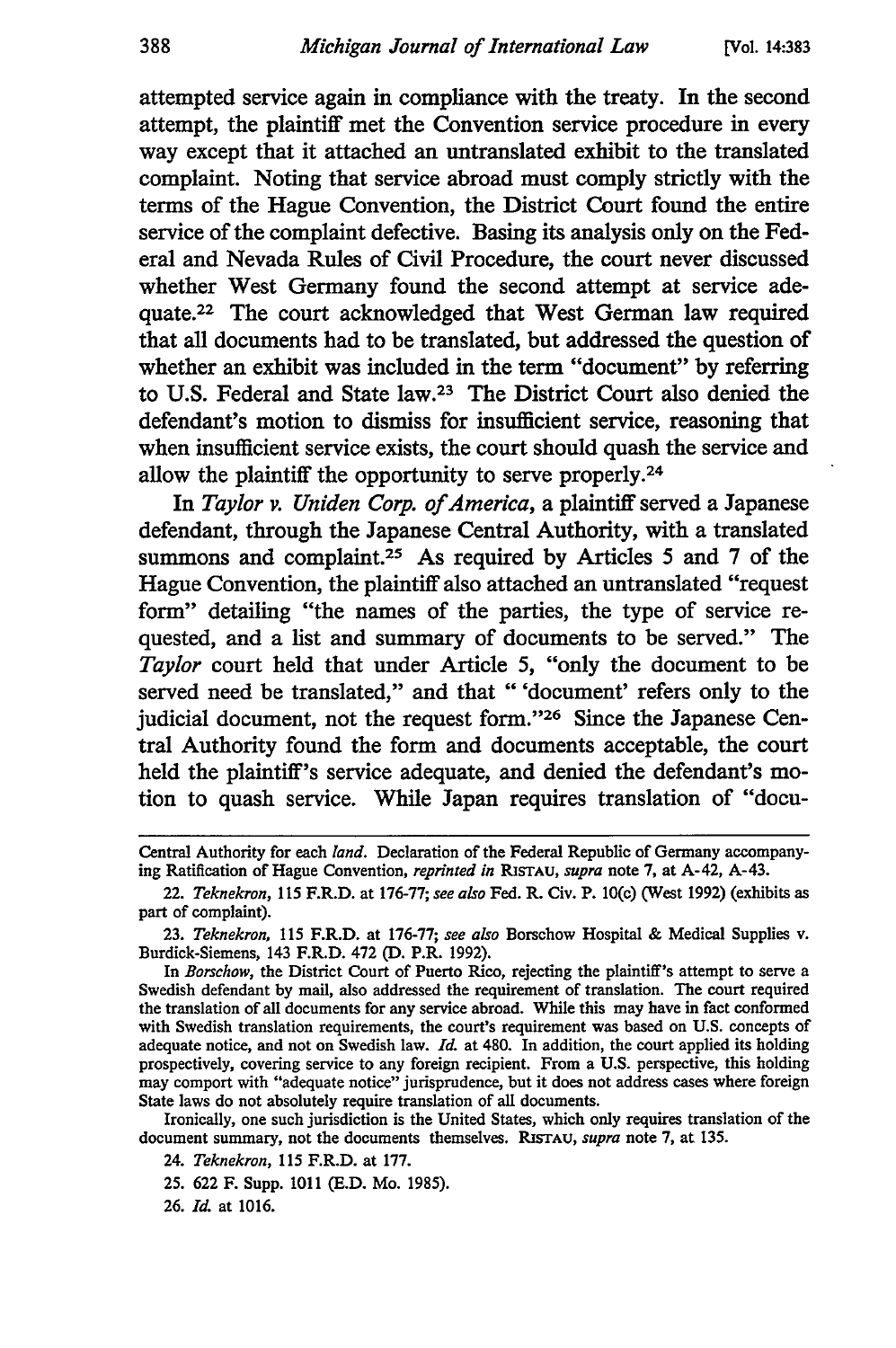attempted service again in compliance with the treaty. In the second attempt, the plaintiff met the Convention service procedure in every way except that it attached an untranslated exhibit to the translated complaint. Noting that service abroad must comply strictly with the terms of the Hague Convention, the District Court found the entire service of the complaint defective. Basing its analysis only on the Federal and Nevada Rules of Civil Procedure, the court never discussed whether West Germany found the second attempt at service adequate.[22] The court acknowledged that West German law required that all documents had to be translated, but addressed the question of whether an exhibit was included in the term "document" by referring to U.S. Federal and State law.[23] The District Court also denied the defendant's motion to dismiss for insufficient service, reasoning that when insufficient service exists, the court should quash the service and allow the plaintiff the opportunity to serve properly.[24]

In *Taylor v. Uniden Corp. of America*, a plaintiff served a Japanese defendant, through the Japanese Central Authority, with a translated summons and complaint.[25] As required by Articles 5 and 7 of the Hague Convention, the plaintiff also attached an untranslated "request form" detailing "the names of the parties, the type of service requested, and a list and summary of documents to be served." The *Taylor* court held that under Article 5, "only the document to be served need be translated," and that " 'document' refers only to the judicial document, not the request form."[26] Since the Japanese Central Authority found the form and documents acceptable, the court held the plaintiff's service adequate, and denied the defendant's motion to quash service. While Japan requires translation of "docu-

---

Central Authority for each *land*. Declaration of the Federal Republic of Germany accompanying Ratification of Hague Convention, *reprinted in* RISTAU, *supra* note 7, at A-42, A-43.

22. *Teknekron*, 115 F.R.D. at 176-77; *see also* Fed. R. Civ. P. 10(c) (West 1992) (exhibits as part of complaint).

23. *Teknekron*, 115 F.R.D. at 176-77; *see also* Borschow Hospital & Medical Supplies v. Burdick-Siemens, 143 F.R.D. 472 (D. P.R. 1992).

In *Borschow*, the District Court of Puerto Rico, rejecting the plaintiff's attempt to serve a Swedish defendant by mail, also addressed the requirement of translation. The court required the translation of all documents for any service abroad. While this may have in fact conformed with Swedish translation requirements, the court's requirement was based on U.S. concepts of adequate notice, and not on Swedish law. *Id.* at 480. In addition, the court applied its holding prospectively, covering service to any foreign recipient. From a U.S. perspective, this holding may comport with "adequate notice" jurisprudence, but it does not address cases where foreign State laws do not absolutely require translation of all documents.

Ironically, one such jurisdiction is the United States, which only requires translation of the document summary, not the documents themselves. RISTAU, *supra* note 7, at 135.

24. *Teknekron*, 115 F.R.D. at 177.

25. 622 F. Supp. 1011 (E.D. Mo. 1985).

26. *Id.* at 1016.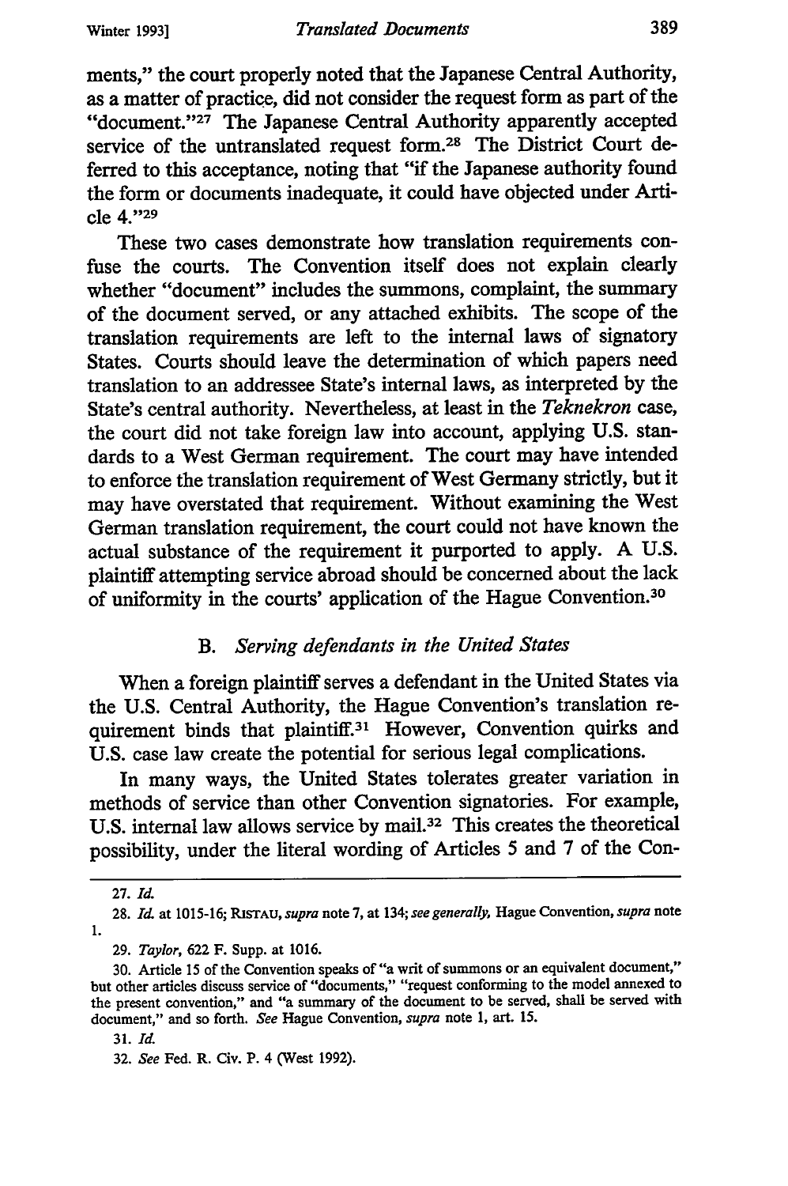ments," the court properly noted that the Japanese Central Authority, as a matter of practice, did not consider the request form as part of the "document."[27] The Japanese Central Authority apparently accepted service of the untranslated request form.[28] The District Court deferred to this acceptance, noting that "if the Japanese authority found the form or documents inadequate, it could have objected under Article 4."[29]

These two cases demonstrate how translation requirements confuse the courts. The Convention itself does not explain clearly whether "document" includes the summons, complaint, the summary of the document served, or any attached exhibits. The scope of the translation requirements are left to the internal laws of signatory States. Courts should leave the determination of which papers need translation to an addressee State's internal laws, as interpreted by the State's central authority. Nevertheless, at least in the *Teknekron* case, the court did not take foreign law into account, applying U.S. standards to a West German requirement. The court may have intended to enforce the translation requirement of West Germany strictly, but it may have overstated that requirement. Without examining the West German translation requirement, the court could not have known the actual substance of the requirement it purported to apply. A U.S. plaintiff attempting service abroad should be concerned about the lack of uniformity in the courts' application of the Hague Convention.[30]

### B. *Serving defendants in the United States*

When a foreign plaintiff serves a defendant in the United States via the U.S. Central Authority, the Hague Convention's translation requirement binds that plaintiff.[31] However, Convention quirks and U.S. case law create the potential for serious legal complications.

In many ways, the United States tolerates greater variation in methods of service than other Convention signatories. For example, U.S. internal law allows service by mail.[32] This creates the theoretical possibility, under the literal wording of Articles 5 and 7 of the Con-

---

27. *Id.*

28. *Id.* at 1015-16; RISTAU, *supra* note 7, at 134; *see generally*, Hague Convention, *supra* note 1.

29. *Taylor*, 622 F. Supp. at 1016.

30. Article 15 of the Convention speaks of "a writ of summons or an equivalent document," but other articles discuss service of "documents," "request conforming to the model annexed to the present convention," and "a summary of the document to be served, shall be served with document," and so forth. *See* Hague Convention, *supra* note 1, art. 15.

31. *Id.*

32. *See* Fed. R. Civ. P. 4 (West 1992).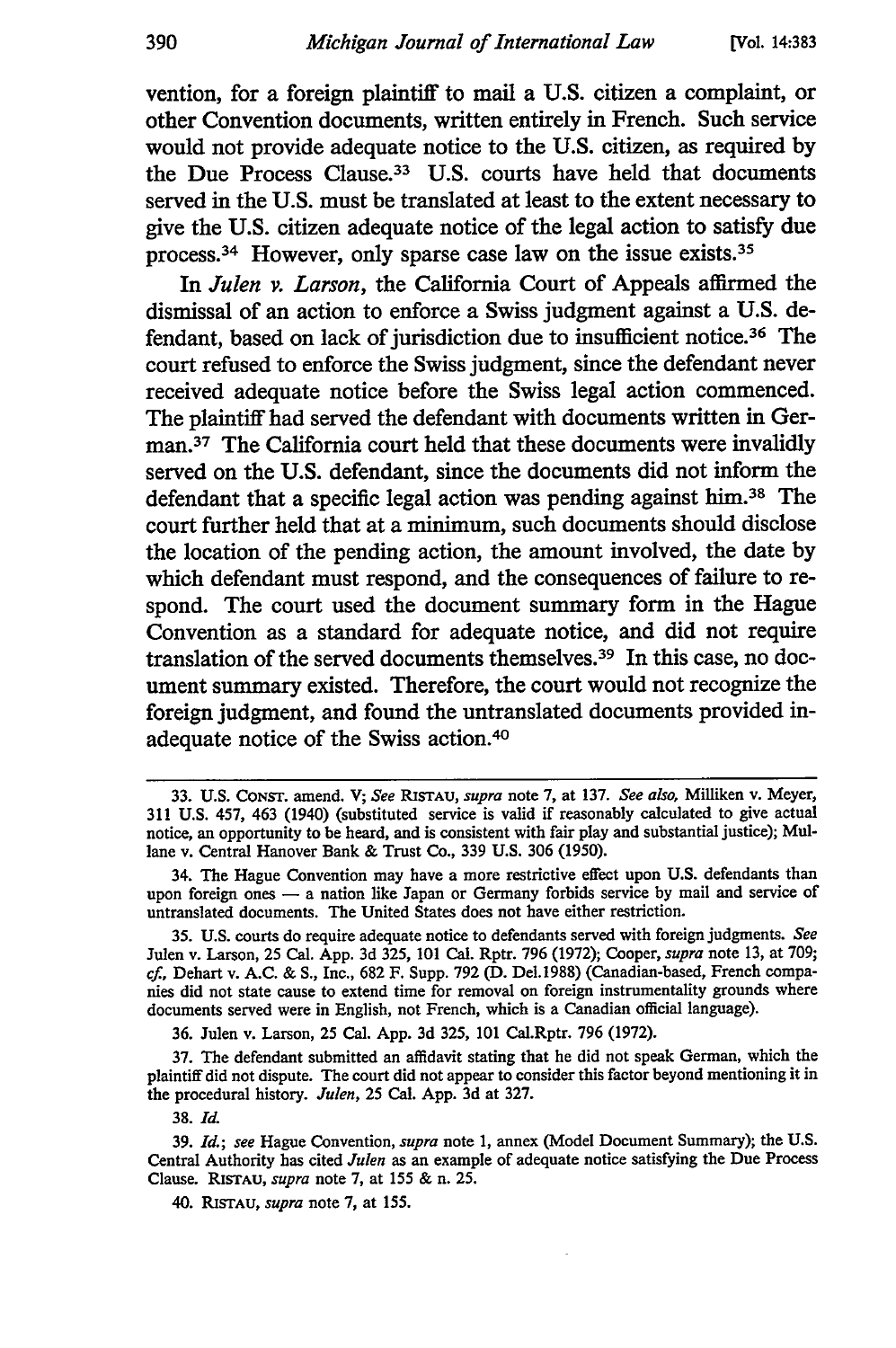vention, for a foreign plaintiff to mail a U.S. citizen a complaint, or other Convention documents, written entirely in French. Such service would not provide adequate notice to the U.S. citizen, as required by the Due Process Clause.[33] U.S. courts have held that documents served in the U.S. must be translated at least to the extent necessary to give the U.S. citizen adequate notice of the legal action to satisfy due process.[34] However, only sparse case law on the issue exists.[35]

In *Julen v. Larson*, the California Court of Appeals affirmed the dismissal of an action to enforce a Swiss judgment against a U.S. defendant, based on lack of jurisdiction due to insufficient notice.[36] The court refused to enforce the Swiss judgment, since the defendant never received adequate notice before the Swiss legal action commenced. The plaintiff had served the defendant with documents written in German.[37] The California court held that these documents were invalidly served on the U.S. defendant, since the documents did not inform the defendant that a specific legal action was pending against him.[38] The court further held that at a minimum, such documents should disclose the location of the pending action, the amount involved, the date by which defendant must respond, and the consequences of failure to respond. The court used the document summary form in the Hague Convention as a standard for adequate notice, and did not require translation of the served documents themselves.[39] In this case, no document summary existed. Therefore, the court would not recognize the foreign judgment, and found the untranslated documents provided inadequate notice of the Swiss action.[40]

---

33. U.S. CONST. amend. V; *See* RISTAU, *supra* note 7, at 137. *See also*, Milliken v. Meyer, 311 U.S. 457, 463 (1940) (substituted service is valid if reasonably calculated to give actual notice, an opportunity to be heard, and is consistent with fair play and substantial justice); Mullane v. Central Hanover Bank & Trust Co., 339 U.S. 306 (1950).

34. The Hague Convention may have a more restrictive effect upon U.S. defendants than upon foreign ones — a nation like Japan or Germany forbids service by mail and service of untranslated documents. The United States does not have either restriction.

35. U.S. courts do require adequate notice to defendants served with foreign judgments. *See* Julen v. Larson, 25 Cal. App. 3d 325, 101 Cal. Rptr. 796 (1972); Cooper, *supra* note 13, at 709; *cf.*, Dehart v. A.C. & S., Inc., 682 F. Supp. 792 (D. Del.1988) (Canadian-based, French companies did not state cause to extend time for removal on foreign instrumentality grounds where documents served were in English, not French, which is a Canadian official language).

36. Julen v. Larson, 25 Cal. App. 3d 325, 101 Cal.Rptr. 796 (1972).

37. The defendant submitted an affidavit stating that he did not speak German, which the plaintiff did not dispute. The court did not appear to consider this factor beyond mentioning it in the procedural history. *Julen*, 25 Cal. App. 3d at 327.

38. *Id.*

39. *Id.*; *see* Hague Convention, *supra* note 1, annex (Model Document Summary); the U.S. Central Authority has cited *Julen* as an example of adequate notice satisfying the Due Process Clause. RISTAU, *supra* note 7, at 155 & n. 25.

40. RISTAU, *supra* note 7, at 155.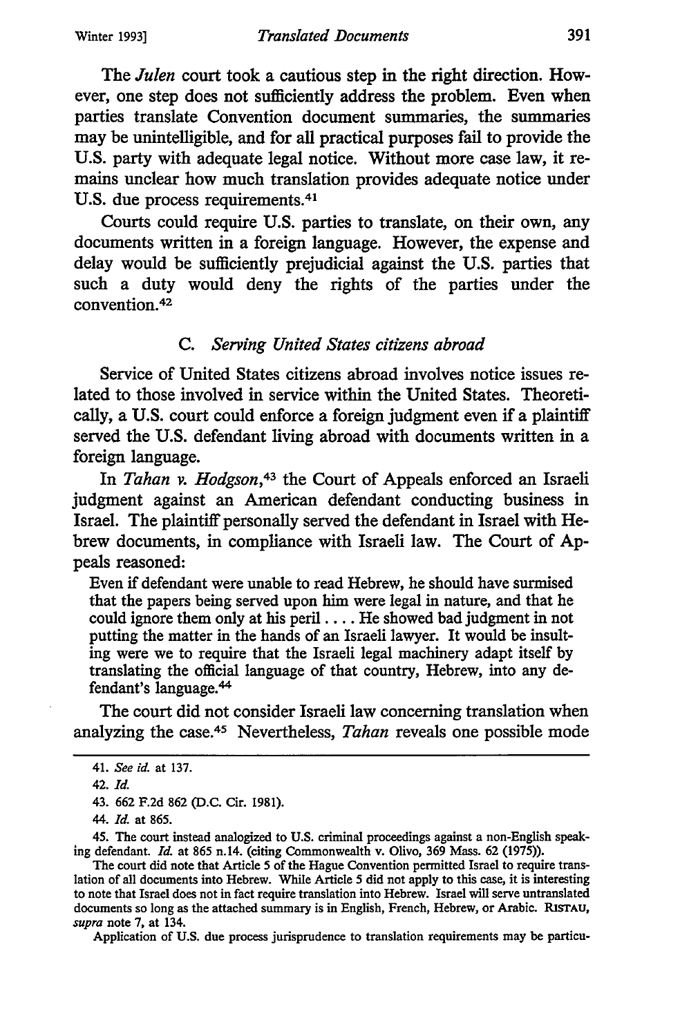The *Julen* court took a cautious step in the right direction. However, one step does not sufficiently address the problem. Even when parties translate Convention document summaries, the summaries may be unintelligible, and for all practical purposes fail to provide the U.S. party with adequate legal notice. Without more case law, it remains unclear how much translation provides adequate notice under U.S. due process requirements.[41]

Courts could require U.S. parties to translate, on their own, any documents written in a foreign language. However, the expense and delay would be sufficiently prejudicial against the U.S. parties that such a duty would deny the rights of the parties under the convention.[42]

### C. *Serving United States citizens abroad*

Service of United States citizens abroad involves notice issues related to those involved in service within the United States. Theoretically, a U.S. court could enforce a foreign judgment even if a plaintiff served the U.S. defendant living abroad with documents written in a foreign language.

In *Tahan v. Hodgson*,[43] the Court of Appeals enforced an Israeli judgment against an American defendant conducting business in Israel. The plaintiff personally served the defendant in Israel with Hebrew documents, in compliance with Israeli law. The Court of Appeals reasoned:

> Even if defendant were unable to read Hebrew, he should have surmised that the papers being served upon him were legal in nature, and that he could ignore them only at his peril.... He showed bad judgment in not putting the matter in the hands of an Israeli lawyer. It would be insulting were we to require that the Israeli legal machinery adapt itself by translating the official language of that country, Hebrew, into any defendant's language.[44]

The court did not consider Israeli law concerning translation when analyzing the case.[45] Nevertheless, *Tahan* reveals one possible mode

---

41. *See id.* at 137.

42. *Id.*

43. 662 F.2d 862 (D.C. Cir. 1981).

44. *Id.* at 865.

45. The court instead analogized to U.S. criminal proceedings against a non-English speaking defendant. *Id.* at 865 n.14. (citing Commonwealth v. Olivo, 369 Mass. 62 (1975)).

The court did note that Article 5 of the Hague Convention permitted Israel to require translation of all documents into Hebrew. While Article 5 did not apply to this case, it is interesting to note that Israel does not in fact require translation into Hebrew. Israel will serve untranslated documents so long as the attached summary is in English, French, Hebrew, or Arabic. RISTAU, *supra* note 7, at 134.

Application of U.S. due process jurisprudence to translation requirements may be particu-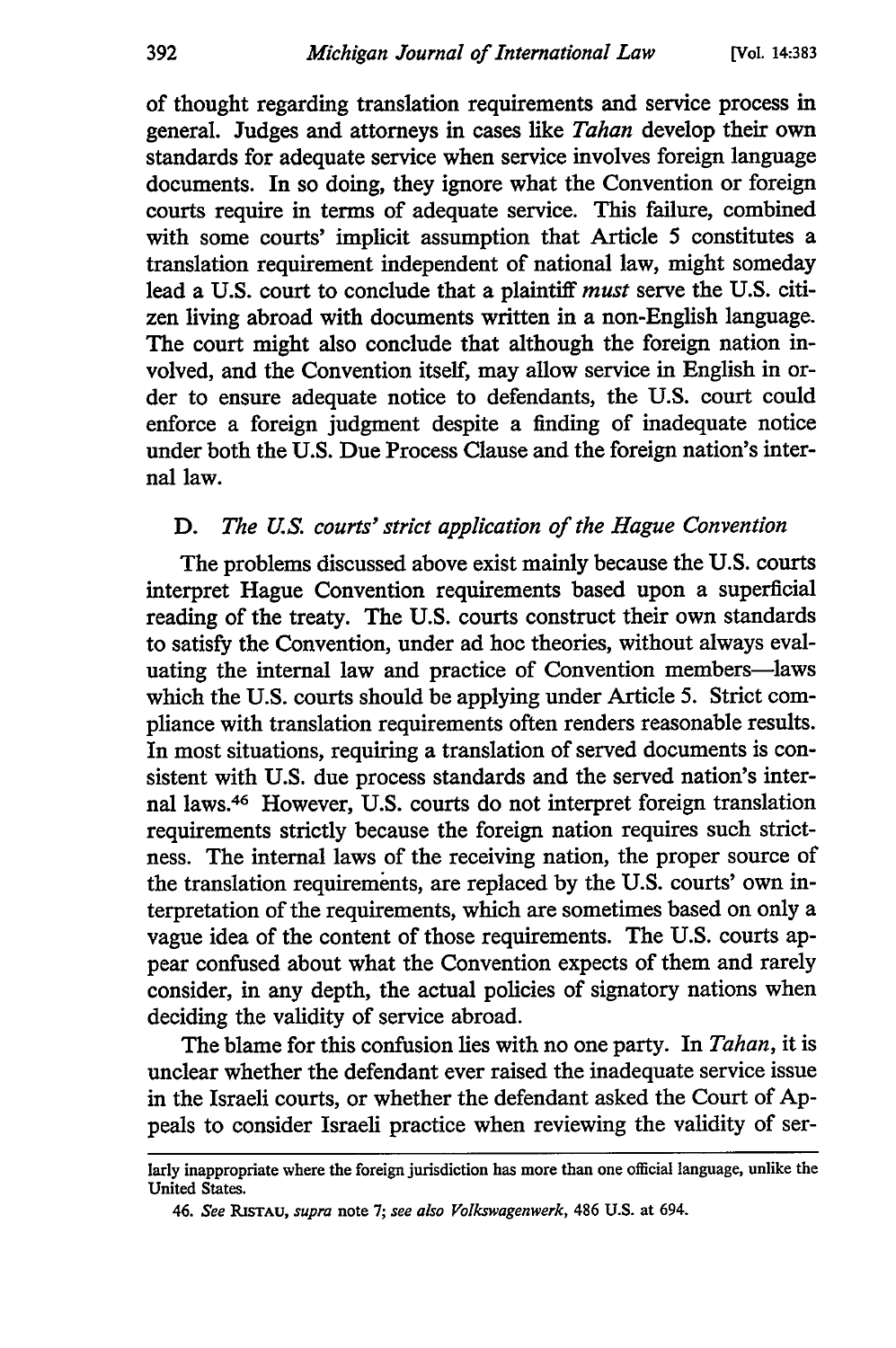of thought regarding translation requirements and service process in general. Judges and attorneys in cases like *Tahan* develop their own standards for adequate service when service involves foreign language documents. In so doing, they ignore what the Convention or foreign courts require in terms of adequate service. This failure, combined with some courts' implicit assumption that Article 5 constitutes a translation requirement independent of national law, might someday lead a U.S. court to conclude that a plaintiff *must* serve the U.S. citizen living abroad with documents written in a non-English language. The court might also conclude that although the foreign nation involved, and the Convention itself, may allow service in English in order to ensure adequate notice to defendants, the U.S. court could enforce a foreign judgment despite a finding of inadequate notice under both the U.S. Due Process Clause and the foreign nation's internal law.

### D. *The U.S. courts' strict application of the Hague Convention*

The problems discussed above exist mainly because the U.S. courts interpret Hague Convention requirements based upon a superficial reading of the treaty. The U.S. courts construct their own standards to satisfy the Convention, under ad hoc theories, without always evaluating the internal law and practice of Convention members—laws which the U.S. courts should be applying under Article 5. Strict compliance with translation requirements often renders reasonable results. In most situations, requiring a translation of served documents is consistent with U.S. due process standards and the served nation's internal laws.[46] However, U.S. courts do not interpret foreign translation requirements strictly because the foreign nation requires such strictness. The internal laws of the receiving nation, the proper source of the translation requirements, are replaced by the U.S. courts' own interpretation of the requirements, which are sometimes based on only a vague idea of the content of those requirements. The U.S. courts appear confused about what the Convention expects of them and rarely consider, in any depth, the actual policies of signatory nations when deciding the validity of service abroad.

The blame for this confusion lies with no one party. In *Tahan*, it is unclear whether the defendant ever raised the inadequate service issue in the Israeli courts, or whether the defendant asked the Court of Appeals to consider Israeli practice when reviewing the validity of ser-

---

larly inappropriate where the foreign jurisdiction has more than one official language, unlike the United States.

46. *See* RISTAU, *supra* note 7; *see also Volkswagenwerk*, 486 U.S. at 694.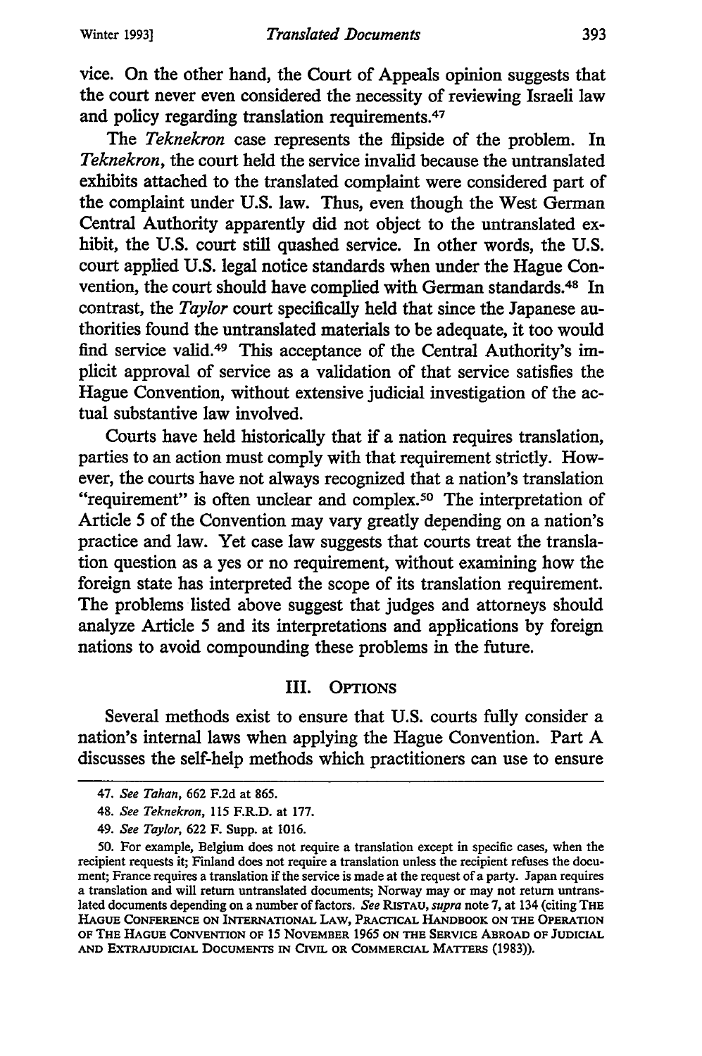vice. On the other hand, the Court of Appeals opinion suggests that the court never even considered the necessity of reviewing Israeli law and policy regarding translation requirements.[47]

The *Teknekron* case represents the flipside of the problem. In *Teknekron*, the court held the service invalid because the untranslated exhibits attached to the translated complaint were considered part of the complaint under U.S. law. Thus, even though the West German Central Authority apparently did not object to the untranslated exhibit, the U.S. court still quashed service. In other words, the U.S. court applied U.S. legal notice standards when under the Hague Convention, the court should have complied with German standards.[48] In contrast, the *Taylor* court specifically held that since the Japanese authorities found the untranslated materials to be adequate, it too would find service valid.[49] This acceptance of the Central Authority's implicit approval of service as a validation of that service satisfies the Hague Convention, without extensive judicial investigation of the actual substantive law involved.

Courts have held historically that if a nation requires translation, parties to an action must comply with that requirement strictly. However, the courts have not always recognized that a nation's translation "requirement" is often unclear and complex.[50] The interpretation of Article 5 of the Convention may vary greatly depending on a nation's practice and law. Yet case law suggests that courts treat the translation question as a yes or no requirement, without examining how the foreign state has interpreted the scope of its translation requirement. The problems listed above suggest that judges and attorneys should analyze Article 5 and its interpretations and applications by foreign nations to avoid compounding these problems in the future.

## III. OPTIONS

Several methods exist to ensure that U.S. courts fully consider a nation's internal laws when applying the Hague Convention. Part A discusses the self-help methods which practitioners can use to ensure

---

47. *See Tahan*, 662 F.2d at 865.

48. *See Teknekron*, 115 F.R.D. at 177.

49. *See Taylor*, 622 F. Supp. at 1016.

50. For example, Belgium does not require a translation except in specific cases, when the recipient requests it; Finland does not require a translation unless the recipient refuses the document; France requires a translation if the service is made at the request of a party. Japan requires a translation and will return untranslated documents; Norway may or may not return untranslated documents depending on a number of factors. *See* RISTAU, *supra* note 7, at 134 (citing THE HAGUE CONFERENCE ON INTERNATIONAL LAW, PRACTICAL HANDBOOK ON THE OPERATION OF THE HAGUE CONVENTION OF 15 NOVEMBER 1965 ON THE SERVICE ABROAD OF JUDICIAL AND EXTRAJUDICIAL DOCUMENTS IN CIVIL OR COMMERCIAL MATTERS (1983)).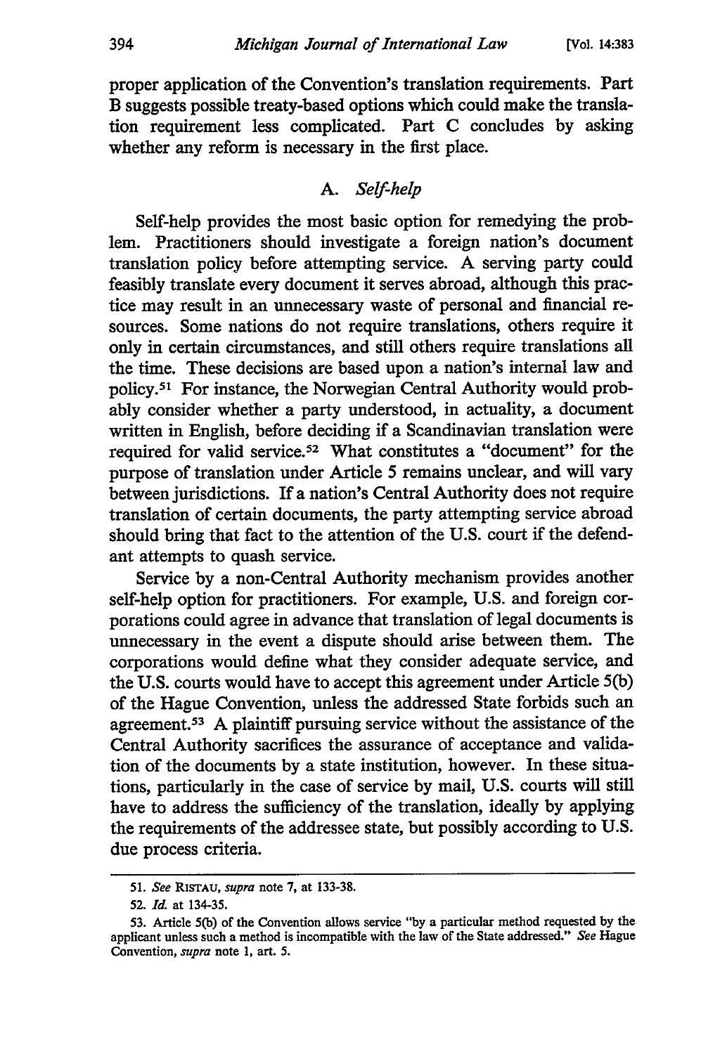proper application of the Convention's translation requirements. Part B suggests possible treaty-based options which could make the translation requirement less complicated. Part C concludes by asking whether any reform is necessary in the first place.

### A. *Self-help*

Self-help provides the most basic option for remedying the problem. Practitioners should investigate a foreign nation's document translation policy before attempting service. A serving party could feasibly translate every document it serves abroad, although this practice may result in an unnecessary waste of personal and financial resources. Some nations do not require translations, others require it only in certain circumstances, and still others require translations all the time. These decisions are based upon a nation's internal law and policy.[51] For instance, the Norwegian Central Authority would probably consider whether a party understood, in actuality, a document written in English, before deciding if a Scandinavian translation were required for valid service.[52] What constitutes a "document" for the purpose of translation under Article 5 remains unclear, and will vary between jurisdictions. If a nation's Central Authority does not require translation of certain documents, the party attempting service abroad should bring that fact to the attention of the U.S. court if the defendant attempts to quash service.

Service by a non-Central Authority mechanism provides another self-help option for practitioners. For example, U.S. and foreign corporations could agree in advance that translation of legal documents is unnecessary in the event a dispute should arise between them. The corporations would define what they consider adequate service, and the U.S. courts would have to accept this agreement under Article 5(b) of the Hague Convention, unless the addressed State forbids such an agreement.[53] A plaintiff pursuing service without the assistance of the Central Authority sacrifices the assurance of acceptance and validation of the documents by a state institution, however. In these situations, particularly in the case of service by mail, U.S. courts will still have to address the sufficiency of the translation, ideally by applying the requirements of the addressee state, but possibly according to U.S. due process criteria.

51. *See* RISTAU, *supra* note 7, at 133-38.

52. *Id.* at 134-35.

53. Article 5(b) of the Convention allows service "by a particular method requested by the applicant unless such a method is incompatible with the law of the State addressed." *See* Hague Convention, *supra* note 1, art. 5.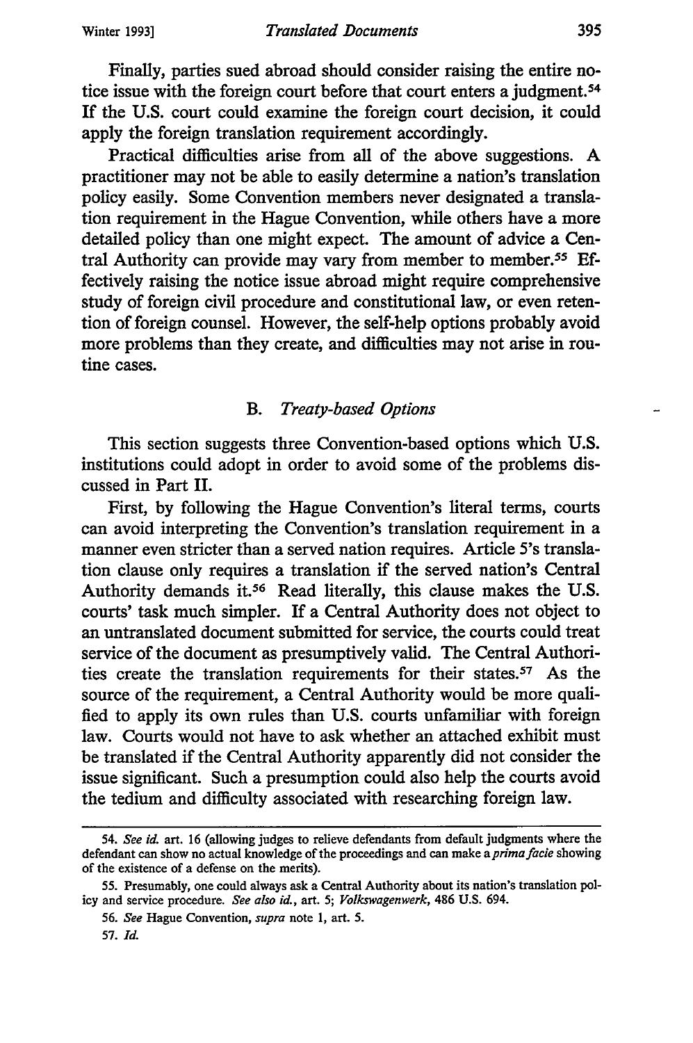Finally, parties sued abroad should consider raising the entire notice issue with the foreign court before that court enters a judgment.[54] If the U.S. court could examine the foreign court decision, it could apply the foreign translation requirement accordingly.

Practical difficulties arise from all of the above suggestions. A practitioner may not be able to easily determine a nation's translation policy easily. Some Convention members never designated a translation requirement in the Hague Convention, while others have a more detailed policy than one might expect. The amount of advice a Central Authority can provide may vary from member to member.[55] Effectively raising the notice issue abroad might require comprehensive study of foreign civil procedure and constitutional law, or even retention of foreign counsel. However, the self-help options probably avoid more problems than they create, and difficulties may not arise in routine cases.

### B. *Treaty-based Options*

This section suggests three Convention-based options which U.S. institutions could adopt in order to avoid some of the problems discussed in Part II.

First, by following the Hague Convention's literal terms, courts can avoid interpreting the Convention's translation requirement in a manner even stricter than a served nation requires. Article 5's translation clause only requires a translation if the served nation's Central Authority demands it.[56] Read literally, this clause makes the U.S. courts' task much simpler. If a Central Authority does not object to an untranslated document submitted for service, the courts could treat service of the document as presumptively valid. The Central Authorities create the translation requirements for their states.[57] As the source of the requirement, a Central Authority would be more qualified to apply its own rules than U.S. courts unfamiliar with foreign law. Courts would not have to ask whether an attached exhibit must be translated if the Central Authority apparently did not consider the issue significant. Such a presumption could also help the courts avoid the tedium and difficulty associated with researching foreign law.

---

54. *See id.* art. 16 (allowing judges to relieve defendants from default judgments where the defendant can show no actual knowledge of the proceedings and can make a *prima facie* showing of the existence of a defense on the merits).

55. Presumably, one could always ask a Central Authority about its nation's translation policy and service procedure. *See also id.*, art. 5; *Volkswagenwerk*, 486 U.S. 694.

56. *See* Hague Convention, *supra* note 1, art. 5.

57. *Id.*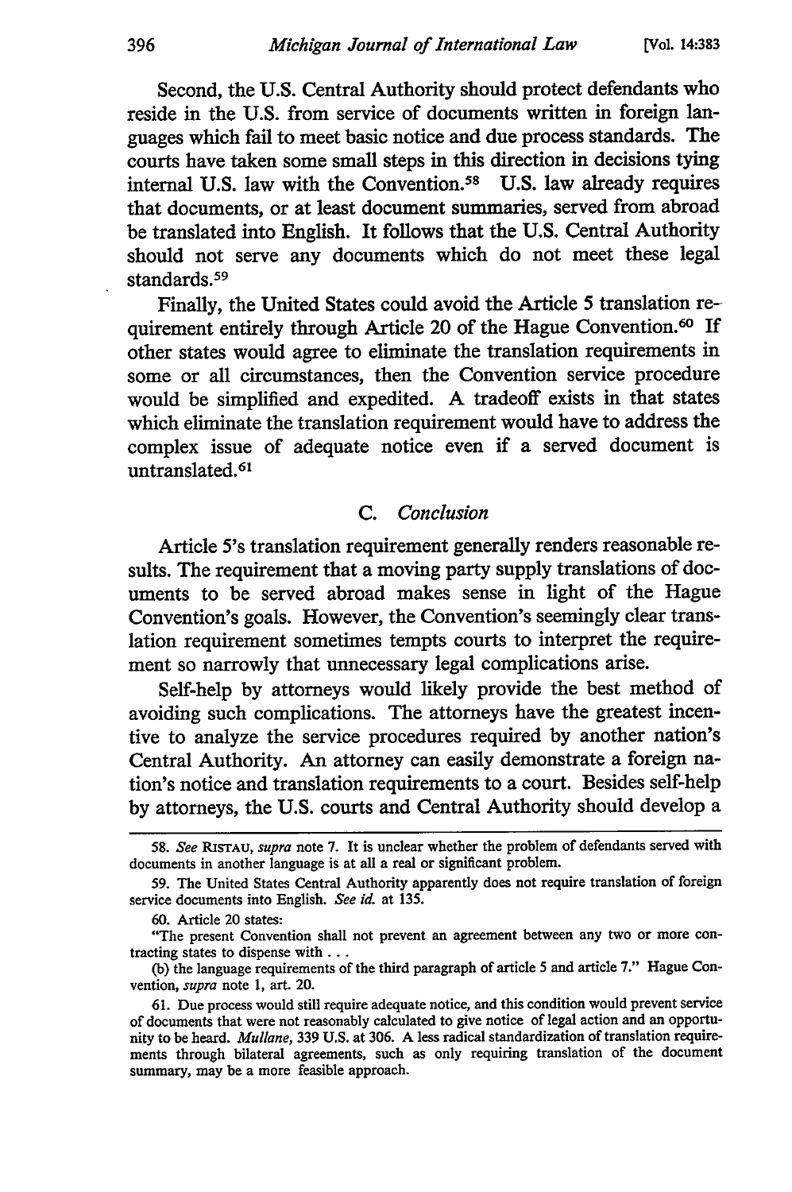Second, the U.S. Central Authority should protect defendants who reside in the U.S. from service of documents written in foreign languages which fail to meet basic notice and due process standards. The courts have taken some small steps in this direction in decisions tying internal U.S. law with the Convention.[58] U.S. law already requires that documents, or at least document summaries, served from abroad be translated into English. It follows that the U.S. Central Authority should not serve any documents which do not meet these legal standards.[59]

Finally, the United States could avoid the Article 5 translation requirement entirely through Article 20 of the Hague Convention.[60] If other states would agree to eliminate the translation requirements in some or all circumstances, then the Convention service procedure would be simplified and expedited. A tradeoff exists in that states which eliminate the translation requirement would have to address the complex issue of adequate notice even if a served document is untranslated.[61]

### C. *Conclusion*

Article 5's translation requirement generally renders reasonable results. The requirement that a moving party supply translations of documents to be served abroad makes sense in light of the Hague Convention's goals. However, the Convention's seemingly clear translation requirement sometimes tempts courts to interpret the requirement so narrowly that unnecessary legal complications arise.

Self-help by attorneys would likely provide the best method of avoiding such complications. The attorneys have the greatest incentive to analyze the service procedures required by another nation's Central Authority. An attorney can easily demonstrate a foreign nation's notice and translation requirements to a court. Besides self-help by attorneys, the U.S. courts and Central Authority should develop a

---

58. *See* RISTAU, *supra* note 7. It is unclear whether the problem of defendants served with documents in another language is at all a real or significant problem.

59. The United States Central Authority apparently does not require translation of foreign service documents into English. *See id.* at 135.

60. Article 20 states:

"The present Convention shall not prevent an agreement between any two or more contracting states to dispense with . . .

(b) the language requirements of the third paragraph of article 5 and article 7." Hague Convention, *supra* note 1, art. 20.

61. Due process would still require adequate notice, and this condition would prevent service of documents that were not reasonably calculated to give notice of legal action and an opportunity to be heard. *Mullane*, 339 U.S. at 306. A less radical standardization of translation requirements through bilateral agreements, such as only requiring translation of the document summary, may be a more feasible approach.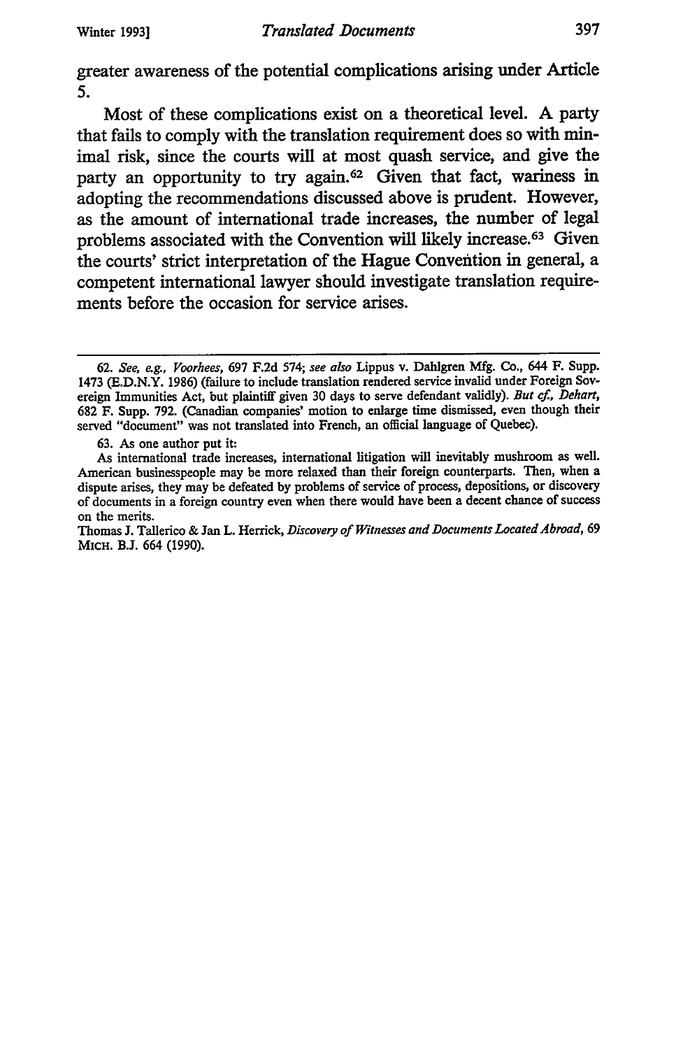greater awareness of the potential complications arising under Article 5.

Most of these complications exist on a theoretical level. A party that fails to comply with the translation requirement does so with minimal risk, since the courts will at most quash service, and give the party an opportunity to try again.[62] Given that fact, wariness in adopting the recommendations discussed above is prudent. However, as the amount of international trade increases, the number of legal problems associated with the Convention will likely increase.[63] Given the courts' strict interpretation of the Hague Convention in general, a competent international lawyer should investigate translation requirements before the occasion for service arises.

---

62. *See, e.g., Voorhees*, 697 F.2d 574; *see also* Lippus v. Dahlgren Mfg. Co., 644 F. Supp. 1473 (E.D.N.Y. 1986) (failure to include translation rendered service invalid under Foreign Sovereign Immunities Act, but plaintiff given 30 days to serve defendant validly). *But cf., Dehart*, 682 F. Supp. 792. (Canadian companies' motion to enlarge time dismissed, even though their served "document" was not translated into French, an official language of Quebec).

63. As one author put it:

> As international trade increases, international litigation will inevitably mushroom as well. American businesspeople may be more relaxed than their foreign counterparts. Then, when a dispute arises, they may be defeated by problems of service of process, depositions, or discovery of documents in a foreign country even when there would have been a decent chance of success on the merits.

Thomas J. Tallerico & Jan L. Herrick, *Discovery of Witnesses and Documents Located Abroad*, 69 MICH. B.J. 664 (1990).